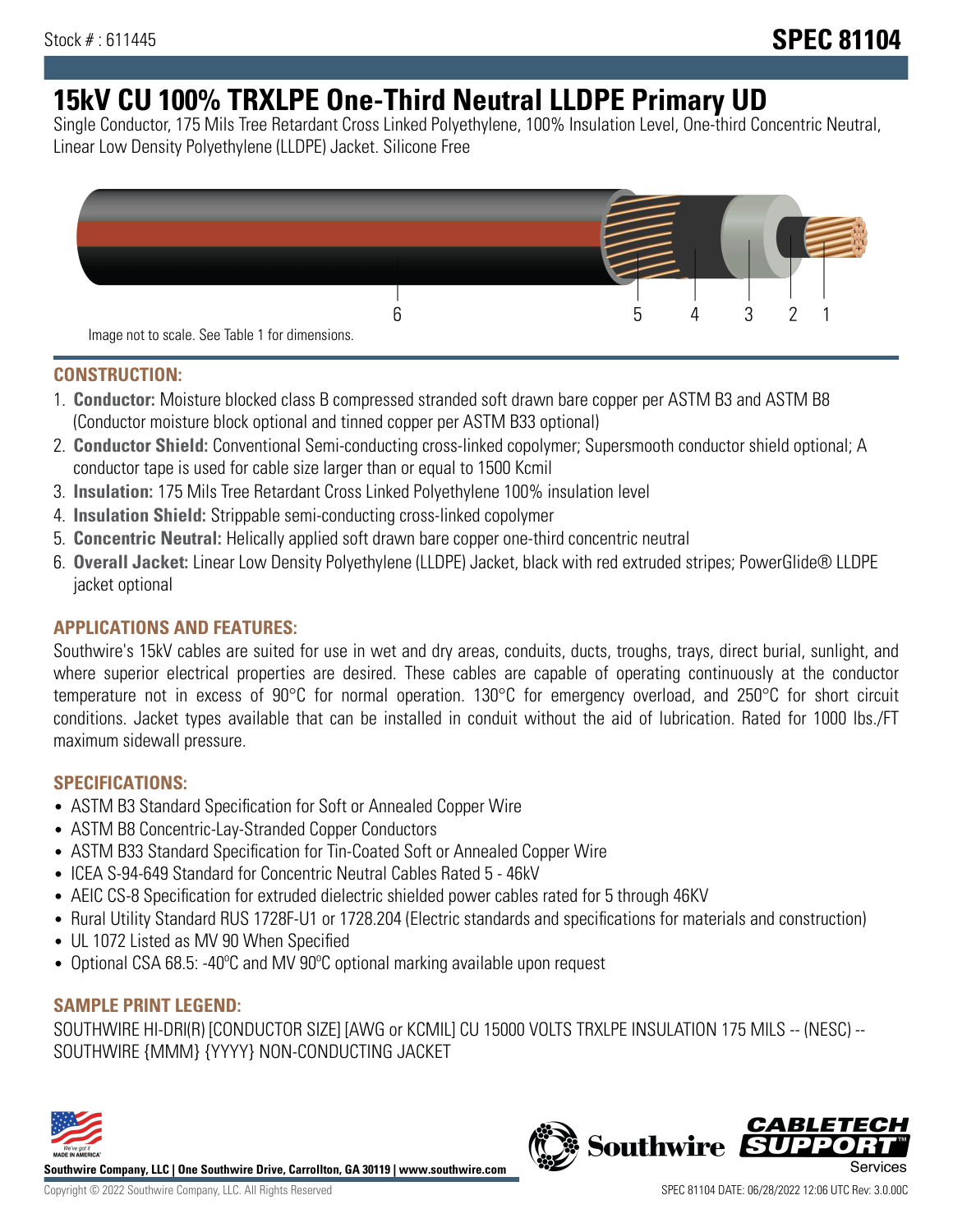Stock # : 611445

# SPEC 81104

# 15kV CU 100% TRXLPE One-Third Neutral LLDPE Primary UD

Single Conductor, 175 Mils Tree Retardant Cross Linked Polyethylene, 100% Insulation Level, One-third Concentric Neutral, Linear Low Density Polyethylene (LLDPE) Jacket. Silicone Free

Image not to scale. See Table 1 for dimensions.

## CONSTRUCTION:

1. **Conductor:** Moisture blocked class B compressed stranded soft drawn bare copper per ASTM B3 and ASTM B8 (Conductor moisture block optional and tinned copper per ASTM B33 optional)
2. **Conductor Shield:** Conventional Semi-conducting cross-linked copolymer; Supersmooth conductor shield optional; A conductor tape is used for cable size larger than or equal to 1500 Kcmil
3. **Insulation:** 175 Mils Tree Retardant Cross Linked Polyethylene 100% insulation level
4. **Insulation Shield:** Strippable semi-conducting cross-linked copolymer
5. **Concentric Neutral:** Helically applied soft drawn bare copper one-third concentric neutral
6. **Overall Jacket:** Linear Low Density Polyethylene (LLDPE) Jacket, black with red extruded stripes; PowerGlide® LLDPE jacket optional

## APPLICATIONS AND FEATURES:

Southwire's 15kV cables are suited for use in wet and dry areas, conduits, ducts, troughs, trays, direct burial, sunlight, and where superior electrical properties are desired. These cables are capable of operating continuously at the conductor temperature not in excess of 90°C for normal operation. 130°C for emergency overload, and 250°C for short circuit conditions. Jacket types available that can be installed in conduit without the aid of lubrication. Rated for 1000 lbs./FT maximum sidewall pressure.

## SPECIFICATIONS:

- ASTM B3 Standard Specification for Soft or Annealed Copper Wire
- ASTM B8 Concentric-Lay-Stranded Copper Conductors
- ASTM B33 Standard Specification for Tin-Coated Soft or Annealed Copper Wire
- ICEA S-94-649 Standard for Concentric Neutral Cables Rated 5 - 46kV
- AEIC CS-8 Specification for extruded dielectric shielded power cables rated for 5 through 46KV
- Rural Utility Standard RUS 1728F-U1 or 1728.204 (Electric standards and specifications for materials and construction)
- UL 1072 Listed as MV 90 When Specified
- Optional CSA 68.5: -40ºC and MV 90ºC optional marking available upon request

## SAMPLE PRINT LEGEND:

SOUTHWIRE HI-DRI(R) [CONDUCTOR SIZE] [AWG or KCMIL] CU 15000 VOLTS TRXLPE INSULATION 175 MILS -- (NESC) -- SOUTHWIRE {MMM} {YYYY} NON-CONDUCTING JACKET

**Southwire Company, LLC | One Southwire Drive, Carrollton, GA 30119 | www.southwire.com**

Copyright © 2022 Southwire Company, LLC. All Rights Reserved

SPEC 81104 DATE: 06/28/2022 12:06 UTC Rev: 3.0.00C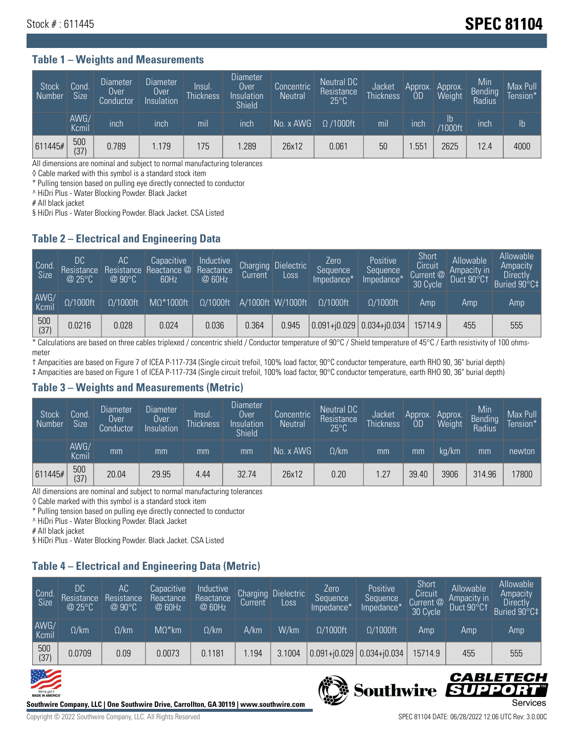Stock # : 611445

# SPEC 81104

## Table 1 – Weights and Measurements

| Stock Number | Cond. Size | Diameter Over Conductor | Diameter Over Insulation | Insul. Thickness | Diameter Over Insulation Shield | Concentric Neutral | Neutral DC Resistance 25°C | Jacket Thickness | Approx. OD | Approx. Weight | Min Bending Radius | Max Pull Tension* |
|---|---|---|---|---|---|---|---|---|---|---|---|---|
| | AWG/ Kcmil | inch | inch | mil | inch | No. x AWG | Ω /1000ft | mil | inch | lb /1000ft | inch | lb |
| 611445# | 500 (37) | 0.789 | 1.179 | 175 | 1.289 | 26x12 | 0.061 | 50 | 1.551 | 2625 | 12.4 | 4000 |

All dimensions are nominal and subject to normal manufacturing tolerances

◊ Cable marked with this symbol is a standard stock item

* Pulling tension based on pulling eye directly connected to conductor

^ HiDri Plus - Water Blocking Powder. Black Jacket

# All black jacket

§ HiDri Plus - Water Blocking Powder. Black Jacket. CSA Listed

## Table 2 – Electrical and Engineering Data

| Cond. Size | DC Resistance @ 25°C | AC Resistance @ 90°C | Capacitive Reactance @ 60Hz | Inductive Reactance @ 60Hz | Charging Current | Dielectric Loss | Zero Sequence Impedance* | Positive Sequence Impedance* | Short Circuit Current @ 30 Cycle | Allowable Ampacity in Duct 90°C† | Allowable Ampacity Directly Buried 90°C‡ |
|---|---|---|---|---|---|---|---|---|---|---|---|
| AWG/ Kcmil | Ω/1000ft | Ω/1000ft | MΩ*1000ft | Ω/1000ft | A/1000ft | W/1000ft | Ω/1000ft | Ω/1000ft | Amp | Amp | Amp |
| 500 (37) | 0.0216 | 0.028 | 0.024 | 0.036 | 0.364 | 0.945 | 0.091+j0.029 | 0.034+j0.034 | 15714.9 | 455 | 555 |

* Calculations are based on three cables triplexed / concentric shield / Conductor temperature of 90°C / Shield temperature of 45°C / Earth resistivity of 100 ohms-meter

† Ampacities are based on Figure 7 of ICEA P-117-734 (Single circuit trefoil, 100% load factor, 90°C conductor temperature, earth RHO 90, 36" burial depth)

‡ Ampacities are based on Figure 1 of ICEA P-117-734 (Single circuit trefoil, 100% load factor, 90°C conductor temperature, earth RHO 90, 36" burial depth)

## Table 3 – Weights and Measurements (Metric)

| Stock Number | Cond. Size | Diameter Over Conductor | Diameter Over Insulation | Insul. Thickness | Diameter Over Insulation Shield | Concentric Neutral | Neutral DC Resistance 25°C | Jacket Thickness | Approx. OD | Approx. Weight | Min Bending Radius | Max Pull Tension* |
|---|---|---|---|---|---|---|---|---|---|---|---|---|
| | AWG/ Kcmil | mm | mm | mm | mm | No. x AWG | Ω/km | mm | mm | kg/km | mm | newton |
| 611445# | 500 (37) | 20.04 | 29.95 | 4.44 | 32.74 | 26x12 | 0.20 | 1.27 | 39.40 | 3906 | 314.96 | 17800 |

All dimensions are nominal and subject to normal manufacturing tolerances

◊ Cable marked with this symbol is a standard stock item

* Pulling tension based on pulling eye directly connected to conductor

^ HiDri Plus - Water Blocking Powder. Black Jacket

# All black jacket

§ HiDri Plus - Water Blocking Powder. Black Jacket. CSA Listed

## Table 4 – Electrical and Engineering Data (Metric)

| Cond. Size | DC Resistance @ 25°C | AC Resistance @ 90°C | Capacitive Reactance @ 60Hz | Inductive Reactance @ 60Hz | Charging Current | Dielectric Loss | Zero Sequence Impedance* | Positive Sequence Impedance* | Short Circuit Current @ 30 Cycle | Allowable Ampacity in Duct 90°C† | Allowable Ampacity Directly Buried 90°C‡ |
|---|---|---|---|---|---|---|---|---|---|---|---|
| AWG/ Kcmil | Ω/km | Ω/km | MΩ*km | Ω/km | A/km | W/km | Ω/1000ft | Ω/1000ft | Amp | Amp | Amp |
| 500 (37) | 0.0709 | 0.09 | 0.0073 | 0.1181 | 1.194 | 3.1004 | 0.091+j0.029 | 0.034+j0.034 | 15714.9 | 455 | 555 |

Southwire Company, LLC | One Southwire Drive, Carrollton, GA 30119 | www.southwire.com

Copyright © 2022 Southwire Company, LLC. All Rights Reserved

SPEC 81104 DATE: 06/28/2022 12:06 UTC Rev: 3.0.00C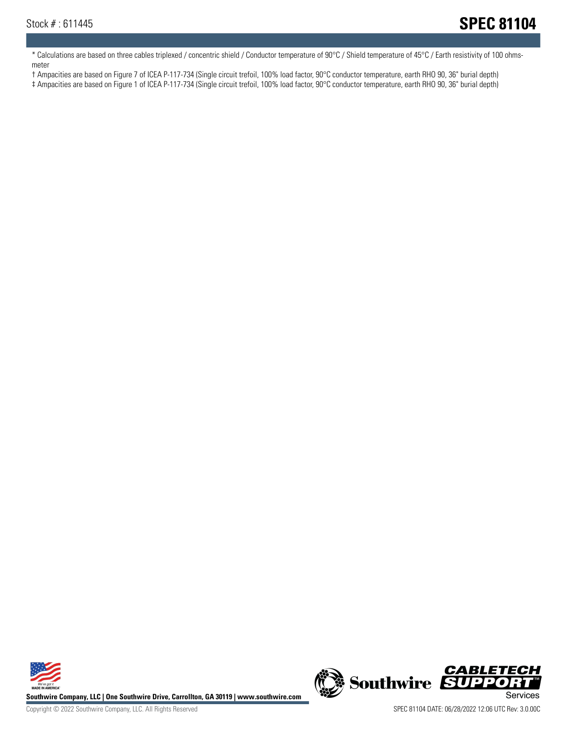* Calculations are based on three cables triplexed / concentric shield / Conductor temperature of 90°C / Shield temperature of 45°C / Earth resistivity of 100 ohms-meter

† Ampacities are based on Figure 7 of ICEA P-117-734 (Single circuit trefoil, 100% load factor, 90°C conductor temperature, earth RHO 90, 36" burial depth)

‡ Ampacities are based on Figure 1 of ICEA P-117-734 (Single circuit trefoil, 100% load factor, 90°C conductor temperature, earth RHO 90, 36" burial depth)